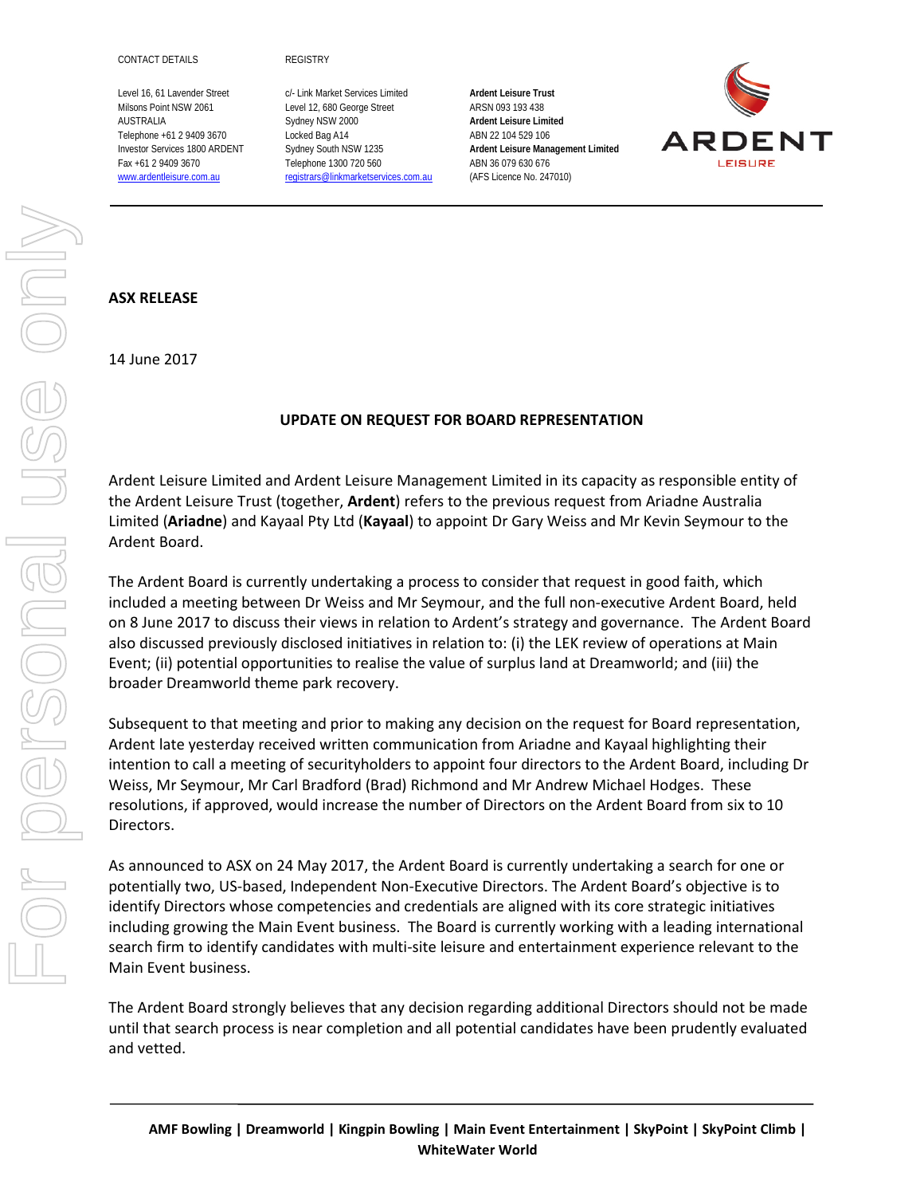CONTACT DETAILS

Level 16, 61 Lavender Street
Milsons Point NSW 2061
AUSTRALIA
Telephone +61 2 9409 3670
Investor Services 1800 ARDENT
Fax +61 2 9409 3670
www.ardentleisure.com.au

REGISTRY

c/- Link Market Services Limited
Level 12, 680 George Street
Sydney NSW 2000
Locked Bag A14
Sydney South NSW 1235
Telephone 1300 720 560
registrars@linkmarketservices.com.au

**Ardent Leisure Trust**
ARSN 093 193 438
**Ardent Leisure Limited**
ABN 22 104 529 106
**Ardent Leisure Management Limited**
ABN 36 079 630 676
(AFS Licence No. 247010)

ARDENT LEISURE

**ASX RELEASE**

14 June 2017

## UPDATE ON REQUEST FOR BOARD REPRESENTATION

Ardent Leisure Limited and Ardent Leisure Management Limited in its capacity as responsible entity of the Ardent Leisure Trust (together, **Ardent**) refers to the previous request from Ariadne Australia Limited (**Ariadne**) and Kayaal Pty Ltd (**Kayaal**) to appoint Dr Gary Weiss and Mr Kevin Seymour to the Ardent Board.

The Ardent Board is currently undertaking a process to consider that request in good faith, which included a meeting between Dr Weiss and Mr Seymour, and the full non-executive Ardent Board, held on 8 June 2017 to discuss their views in relation to Ardent's strategy and governance. The Ardent Board also discussed previously disclosed initiatives in relation to: (i) the LEK review of operations at Main Event; (ii) potential opportunities to realise the value of surplus land at Dreamworld; and (iii) the broader Dreamworld theme park recovery.

Subsequent to that meeting and prior to making any decision on the request for Board representation, Ardent late yesterday received written communication from Ariadne and Kayaal highlighting their intention to call a meeting of securityholders to appoint four directors to the Ardent Board, including Dr Weiss, Mr Seymour, Mr Carl Bradford (Brad) Richmond and Mr Andrew Michael Hodges. These resolutions, if approved, would increase the number of Directors on the Ardent Board from six to 10 Directors.

As announced to ASX on 24 May 2017, the Ardent Board is currently undertaking a search for one or potentially two, US-based, Independent Non-Executive Directors. The Ardent Board's objective is to identify Directors whose competencies and credentials are aligned with its core strategic initiatives including growing the Main Event business. The Board is currently working with a leading international search firm to identify candidates with multi-site leisure and entertainment experience relevant to the Main Event business.

The Ardent Board strongly believes that any decision regarding additional Directors should not be made until that search process is near completion and all potential candidates have been prudently evaluated and vetted.

**AMF Bowling | Dreamworld | Kingpin Bowling | Main Event Entertainment | SkyPoint | SkyPoint Climb | WhiteWater World**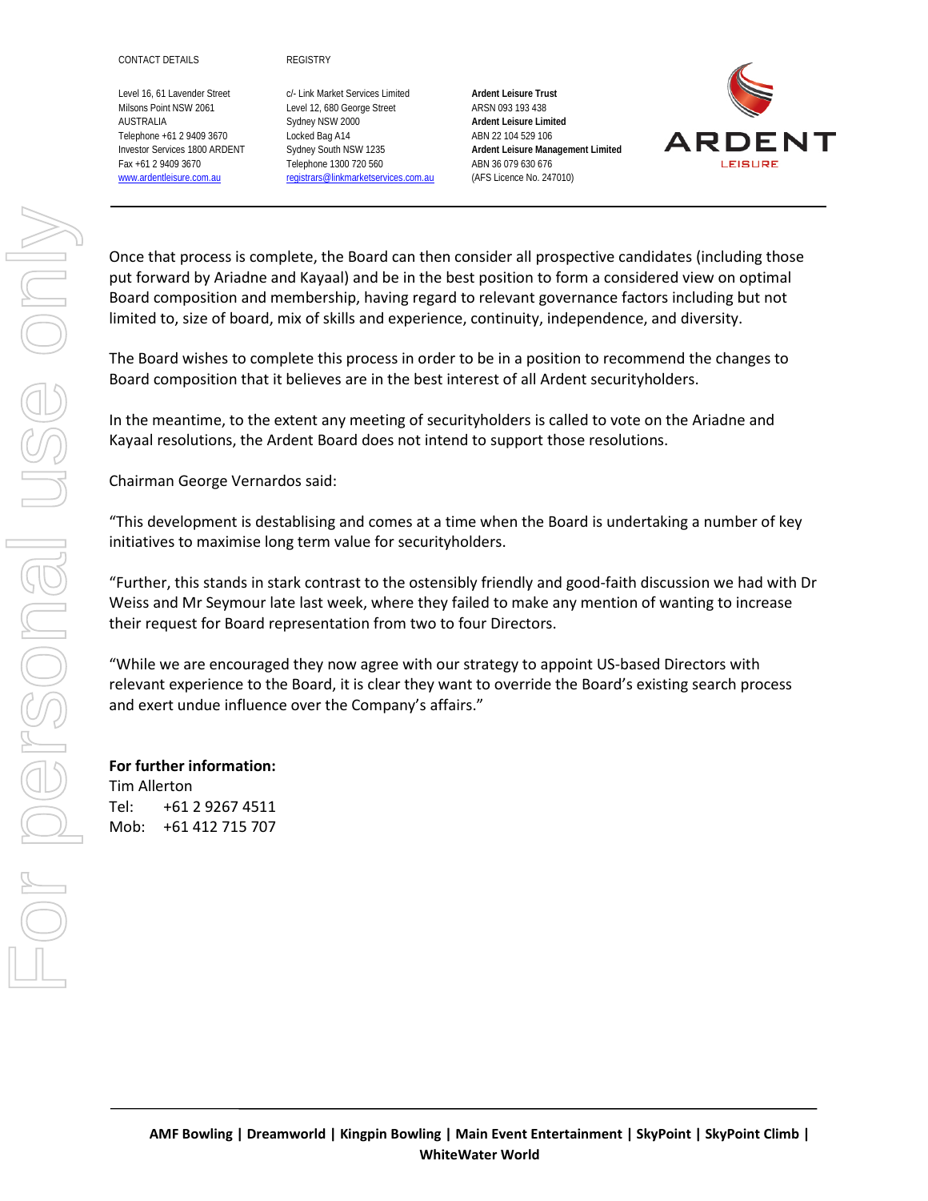CONTACT DETAILS

Level 16, 61 Lavender Street
Milsons Point NSW 2061
AUSTRALIA
Telephone +61 2 9409 3670
Investor Services 1800 ARDENT
Fax +61 2 9409 3670
www.ardentleisure.com.au

REGISTRY

c/- Link Market Services Limited
Level 12, 680 George Street
Sydney NSW 2000
Locked Bag A14
Sydney South NSW 1235
Telephone 1300 720 560
registrars@linkmarketservices.com.au

**Ardent Leisure Trust**
ARSN 093 193 438
**Ardent Leisure Limited**
ABN 22 104 529 106
**Ardent Leisure Management Limited**
ABN 36 079 630 676
(AFS Licence No. 247010)

Once that process is complete, the Board can then consider all prospective candidates (including those put forward by Ariadne and Kayaal) and be in the best position to form a considered view on optimal Board composition and membership, having regard to relevant governance factors including but not limited to, size of board, mix of skills and experience, continuity, independence, and diversity.

The Board wishes to complete this process in order to be in a position to recommend the changes to Board composition that it believes are in the best interest of all Ardent securityholders.

In the meantime, to the extent any meeting of securityholders is called to vote on the Ariadne and Kayaal resolutions, the Ardent Board does not intend to support those resolutions.

Chairman George Vernardos said:

"This development is destablising and comes at a time when the Board is undertaking a number of key initiatives to maximise long term value for securityholders.

"Further, this stands in stark contrast to the ostensibly friendly and good-faith discussion we had with Dr Weiss and Mr Seymour late last week, where they failed to make any mention of wanting to increase their request for Board representation from two to four Directors.

"While we are encouraged they now agree with our strategy to appoint US-based Directors with relevant experience to the Board, it is clear they want to override the Board's existing search process and exert undue influence over the Company's affairs."

**For further information:**
Tim Allerton
Tel: +61 2 9267 4511
Mob: +61 412 715 707

**AMF Bowling | Dreamworld | Kingpin Bowling | Main Event Entertainment | SkyPoint | SkyPoint Climb | WhiteWater World**